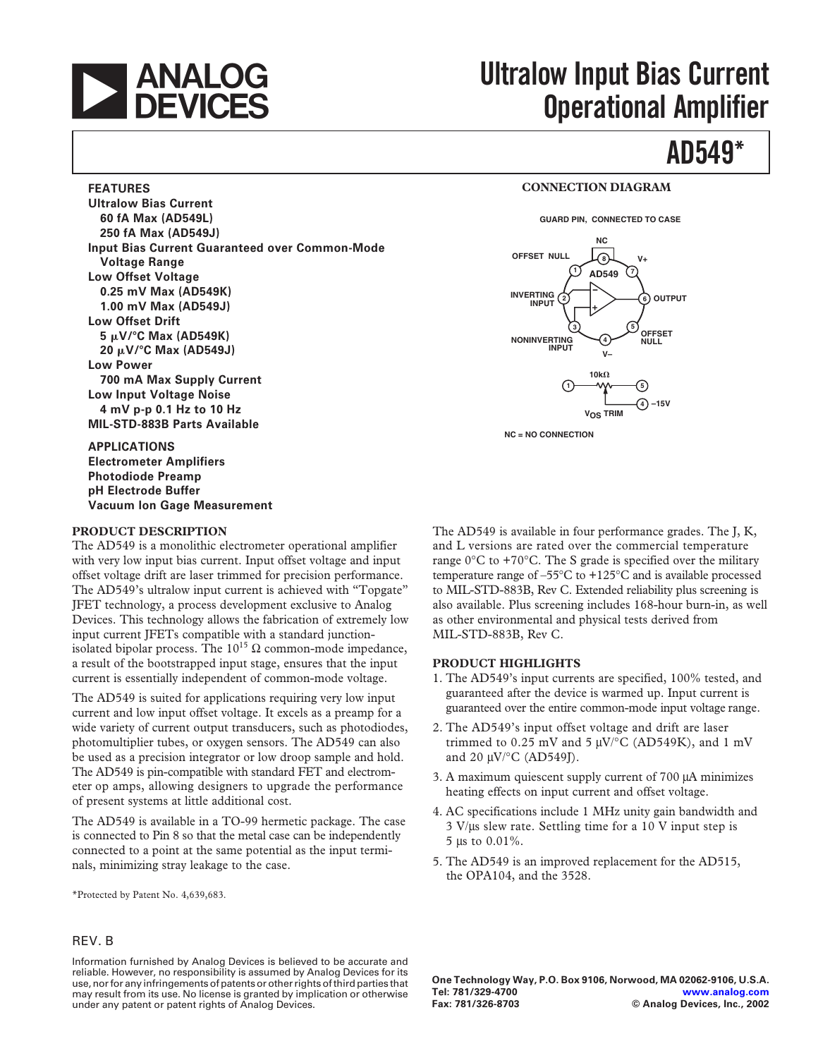# Ultralow Input Bias Current Operational Amplifier

# AD549*

## FEATURES

**Ultralow Bias Current**
- **60 fA Max (AD549L)**
- **250 fA Max (AD549J)**

**Input Bias Current Guaranteed over Common-Mode Voltage Range**

**Low Offset Voltage**
- **0.25 mV Max (AD549K)**
- **1.00 mV Max (AD549J)**

**Low Offset Drift**
- **5 μV/°C Max (AD549K)**
- **20 μV/°C Max (AD549J)**

**Low Power**
- **700 mA Max Supply Current**

**Low Input Voltage Noise**
- **4 mV p-p 0.1 Hz to 10 Hz**

**MIL-STD-883B Parts Available**

## APPLICATIONS

**Electrometer Amplifiers**
**Photodiode Preamp**
**pH Electrode Buffer**
**Vacuum Ion Gage Measurement**

## CONNECTION DIAGRAM

GUARD PIN, CONNECTED TO CASE

NC (8), OFFSET NULL (1), V+ (7), INVERTING INPUT (2), OUTPUT (6), NONINVERTING INPUT (3), V– (4), OFFSET NULL (5)

10kΩ between pins 1 and 5, wiper to 4 –15V; $V_{OS}$ TRIM

NC = NO CONNECTION

## PRODUCT DESCRIPTION

The AD549 is a monolithic electrometer operational amplifier with very low input bias current. Input offset voltage and input offset voltage drift are laser trimmed for precision performance. The AD549's ultralow input current is achieved with "Topgate" JFET technology, a process development exclusive to Analog Devices. This technology allows the fabrication of extremely low input current JFETs compatible with a standard junction-isolated bipolar process. The $10^{15}$ Ω common-mode impedance, a result of the bootstrapped input stage, ensures that the input current is essentially independent of common-mode voltage.

The AD549 is suited for applications requiring very low input current and low input offset voltage. It excels as a preamp for a wide variety of current output transducers, such as photodiodes, photomultiplier tubes, or oxygen sensors. The AD549 can also be used as a precision integrator or low droop sample and hold. The AD549 is pin-compatible with standard FET and electrometer op amps, allowing designers to upgrade the performance of present systems at little additional cost.

The AD549 is available in a TO-99 hermetic package. The case is connected to Pin 8 so that the metal case can be independently connected to a point at the same potential as the input terminals, minimizing stray leakage to the case.

The AD549 is available in four performance grades. The J, K, and L versions are rated over the commercial temperature range 0°C to +70°C. The S grade is specified over the military temperature range of –55°C to +125°C and is available processed to MIL-STD-883B, Rev C. Extended reliability plus screening is also available. Plus screening includes 168-hour burn-in, as well as other environmental and physical tests derived from MIL-STD-883B, Rev C.

## PRODUCT HIGHLIGHTS

1. The AD549's input currents are specified, 100% tested, and guaranteed after the device is warmed up. Input current is guaranteed over the entire common-mode input voltage range.
2. The AD549's input offset voltage and drift are laser trimmed to 0.25 mV and 5 μV/°C (AD549K), and 1 mV and 20 μV/°C (AD549J).
3. A maximum quiescent supply current of 700 μA minimizes heating effects on input current and offset voltage.
4. AC specifications include 1 MHz unity gain bandwidth and 3 V/μs slew rate. Settling time for a 10 V input step is 5 μs to 0.01%.
5. The AD549 is an improved replacement for the AD515, the OPA104, and the 3528.

*Protected by Patent No. 4,639,683.

REV. B

Information furnished by Analog Devices is believed to be accurate and reliable. However, no responsibility is assumed by Analog Devices for its use, nor for any infringements of patents or other rights of third parties that may result from its use. No license is granted by implication or otherwise under any patent or patent rights of Analog Devices.

One Technology Way, P.O. Box 9106, Norwood, MA 02062-9106, U.S.A.
Tel: 781/329-4700 www.analog.com
Fax: 781/326-8703 © Analog Devices, Inc., 2002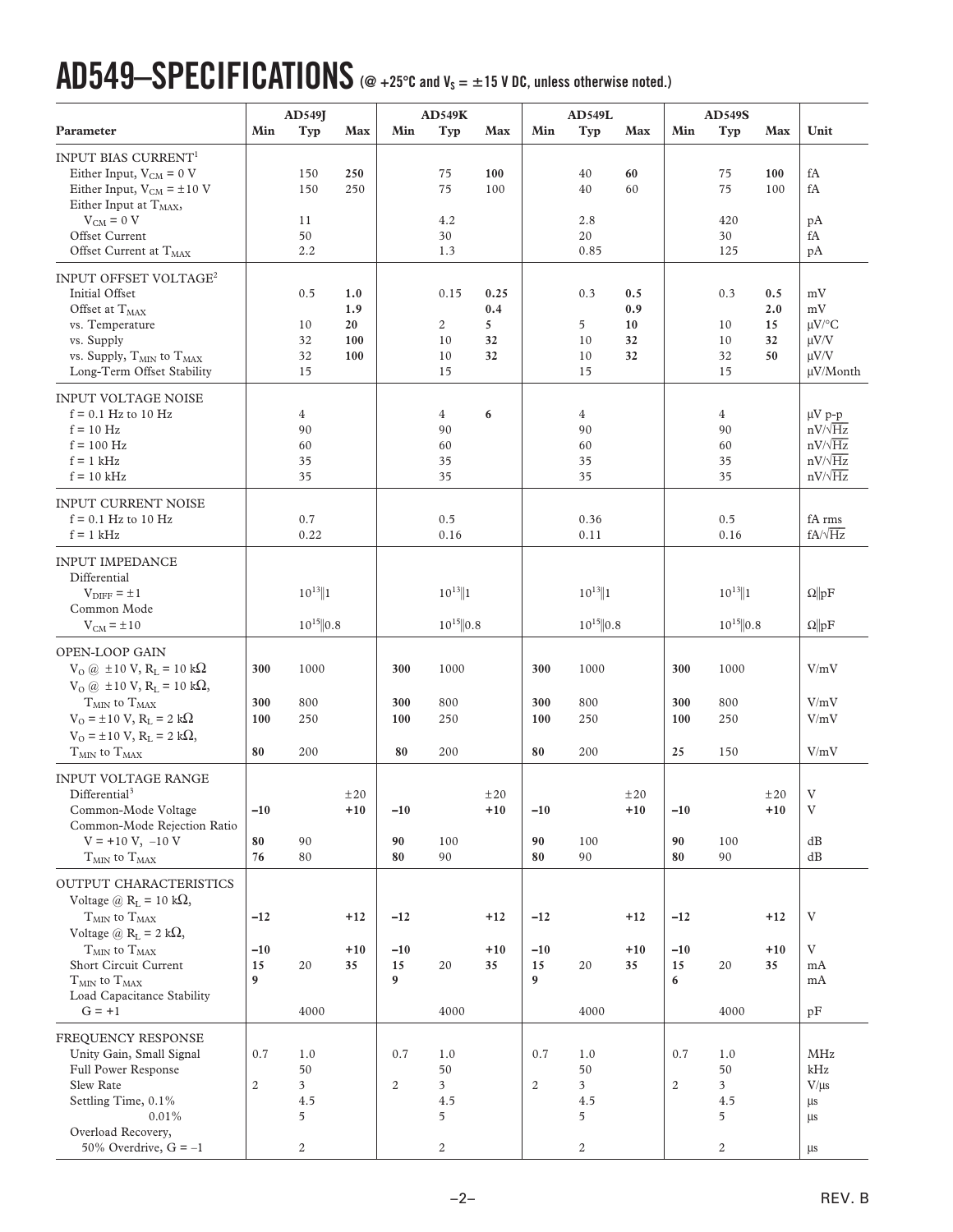# AD549–SPECIFICATIONS (@ +25°C and $V_S$ = ±15 V DC, unless otherwise noted.)

| Parameter | AD549J | | | AD549K | | | AD549L | | | AD549S | | | Unit |
|---|---|---|---|---|---|---|---|---|---|---|---|---|---|
| | Min | Typ | Max | Min | Typ | Max | Min | Typ | Max | Min | Typ | Max | |
| **INPUT BIAS CURRENT**[1] | | | | | | | | | | | | | |
| Either Input, $V_{CM}$ = 0 V | | 150 | **250** | | 75 | **100** | | 40 | **60** | | 75 | **100** | fA |
| Either Input, $V_{CM}$ = ±10 V | | 150 | 250 | | 75 | 100 | | 40 | 60 | | 75 | 100 | fA |
| Either Input at $T_{MAX}$, $V_{CM}$ = 0 V | | 11 | | | 4.2 | | | 2.8 | | | 420 | | pA |
| Offset Current | | 50 | | | 30 | | | 20 | | | 30 | | fA |
| Offset Current at $T_{MAX}$ | | 2.2 | | | 1.3 | | | 0.85 | | | 125 | | pA |
| **INPUT OFFSET VOLTAGE**[2] | | | | | | | | | | | | | |
| Initial Offset | | 0.5 | **1.0** | | 0.15 | **0.25** | | 0.3 | **0.5** | | 0.3 | **0.5** | mV |
| Offset at $T_{MAX}$ | | | **1.9** | | | **0.4** | | | **0.9** | | | **2.0** | mV |
| vs. Temperature | | 10 | **20** | | 2 | **5** | | 5 | **10** | | 10 | **15** | µV/°C |
| vs. Supply | | 32 | **100** | | 10 | **32** | | 10 | **32** | | 10 | **32** | µV/V |
| vs. Supply, $T_{MIN}$ to $T_{MAX}$ | | 32 | **100** | | 10 | **32** | | 10 | **32** | | 32 | **50** | µV/V |
| Long-Term Offset Stability | | 15 | | | 15 | | | 15 | | | 15 | | µV/Month |
| **INPUT VOLTAGE NOISE** | | | | | | | | | | | | | |
| f = 0.1 Hz to 10 Hz | | 4 | | | 4 | **6** | | 4 | | | 4 | | µV p-p |
| f = 10 Hz | | 90 | | | 90 | | | 90 | | | 90 | | nV/√Hz |
| f = 100 Hz | | 60 | | | 60 | | | 60 | | | 60 | | nV/√Hz |
| f = 1 kHz | | 35 | | | 35 | | | 35 | | | 35 | | nV/√Hz |
| f = 10 kHz | | 35 | | | 35 | | | 35 | | | 35 | | nV/√Hz |
| **INPUT CURRENT NOISE** | | | | | | | | | | | | | |
| f = 0.1 Hz to 10 Hz | | 0.7 | | | 0.5 | | | 0.36 | | | 0.5 | | fA rms |
| f = 1 kHz | | 0.22 | | | 0.16 | | | 0.11 | | | 0.16 | | fA/√Hz |
| **INPUT IMPEDANCE** | | | | | | | | | | | | | |
| Differential $V_{DIFF}$ = ±1 | | $10^{13}$‖1 | | | $10^{13}$‖1 | | | $10^{13}$‖1 | | | $10^{13}$‖1 | | Ω‖pF |
| Common Mode $V_{CM}$ = ±10 | | $10^{15}$‖0.8 | | | $10^{15}$‖0.8 | | | $10^{15}$‖0.8 | | | $10^{15}$‖0.8 | | Ω‖pF |
| **OPEN-LOOP GAIN** | | | | | | | | | | | | | |
| $V_O$ @ ±10 V, $R_L$ = 10 kΩ | **300** | 1000 | | **300** | 1000 | | **300** | 1000 | | **300** | 1000 | | V/mV |
| $V_O$ @ ±10 V, $R_L$ = 10 kΩ, $T_{MIN}$ to $T_{MAX}$ | **300** | 800 | | **300** | 800 | | **300** | 800 | | **300** | 800 | | V/mV |
| $V_O$ = ±10 V, $R_L$ = 2 kΩ | **100** | 250 | | **100** | 250 | | **100** | 250 | | **100** | 250 | | V/mV |
| $V_O$ = ±10 V, $R_L$ = 2 kΩ, $T_{MIN}$ to $T_{MAX}$ | **80** | 200 | | **80** | 200 | | **80** | 200 | | **25** | 150 | | V/mV |
| **INPUT VOLTAGE RANGE** | | | | | | | | | | | | | |
| Differential[3] | | | ±20 | | | ±20 | | | ±20 | | | ±20 | V |
| Common-Mode Voltage | **–10** | | **+10** | **–10** | | **+10** | **–10** | | **+10** | **–10** | | **+10** | V |
| Common-Mode Rejection Ratio V = +10 V, –10 V | **80** | 90 | | **90** | 100 | | **90** | 100 | | **90** | 100 | | dB |
| $T_{MIN}$ to $T_{MAX}$ | **76** | 80 | | **80** | 90 | | **80** | 90 | | **80** | 90 | | dB |
| **OUTPUT CHARACTERISTICS** | | | | | | | | | | | | | |
| Voltage @ $R_L$ = 10 kΩ, $T_{MIN}$ to $T_{MAX}$ | **–12** | | **+12** | **–12** | | **+12** | **–12** | | **+12** | **–12** | | **+12** | V |
| Voltage @ $R_L$ = 2 kΩ, $T_{MIN}$ to $T_{MAX}$ | **–10** | | **+10** | **–10** | | **+10** | **–10** | | **+10** | **–10** | | **+10** | V |
| Short Circuit Current | **15** | 20 | **35** | **15** | 20 | **35** | **15** | 20 | **35** | **15** | 20 | **35** | mA |
| $T_{MIN}$ to $T_{MAX}$ | **9** | | | **9** | | | **9** | | | **6** | | | mA |
| Load Capacitance Stability G = +1 | | 4000 | | | 4000 | | | 4000 | | | 4000 | | pF |
| **FREQUENCY RESPONSE** | | | | | | | | | | | | | |
| Unity Gain, Small Signal | 0.7 | 1.0 | | 0.7 | 1.0 | | 0.7 | 1.0 | | 0.7 | 1.0 | | MHz |
| Full Power Response | | 50 | | | 50 | | | 50 | | | 50 | | kHz |
| Slew Rate | 2 | 3 | | 2 | 3 | | 2 | 3 | | 2 | 3 | | V/µs |
| Settling Time, 0.1% | | 4.5 | | | 4.5 | | | 4.5 | | | 4.5 | | µs |
| 0.01% | | 5 | | | 5 | | | 5 | | | 5 | | µs |
| Overload Recovery, 50% Overdrive, G = –1 | | 2 | | | 2 | | | 2 | | | 2 | | µs |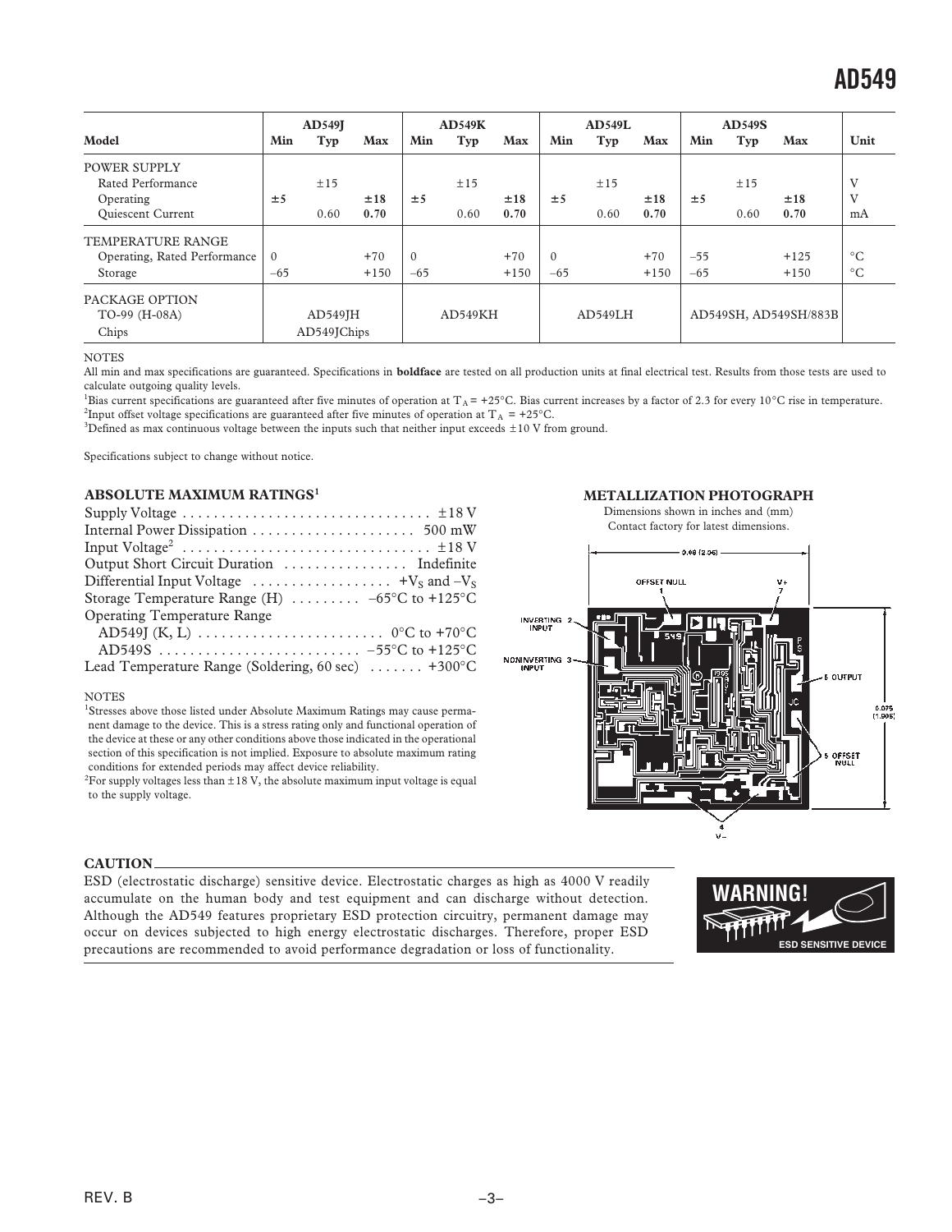| Model | AD549J | | | AD549K | | | AD549L | | | AD549S | | | Unit |
|---|---|---|---|---|---|---|---|---|---|---|---|---|---|
| | Min | Typ | Max | Min | Typ | Max | Min | Typ | Max | Min | Typ | Max | |
| POWER SUPPLY | | | | | | | | | | | | | |
| Rated Performance | | ±15 | | | ±15 | | | ±15 | | | ±15 | | V |
| Operating | **±5** | | **±18** | **±5** | | **±18** | **±5** | | **±18** | **±5** | | **±18** | V |
| Quiescent Current | | 0.60 | **0.70** | | 0.60 | **0.70** | | 0.60 | **0.70** | | 0.60 | **0.70** | mA |
| TEMPERATURE RANGE | | | | | | | | | | | | | |
| Operating, Rated Performance | 0 | | +70 | 0 | | +70 | 0 | | +70 | –55 | | +125 | °C |
| Storage | –65 | | +150 | –65 | | +150 | –65 | | +150 | –65 | | +150 | °C |
| PACKAGE OPTION | | | | | | | | | | | | | |
| TO-99 (H-08A) | | AD549JH | | | AD549KH | | | AD549LH | | | AD549SH, AD549SH/883B | | |
| Chips | | AD549JChips | | | | | | | | | | | |

NOTES

All min and max specifications are guaranteed. Specifications in **boldface** are tested on all production units at final electrical test. Results from those tests are used to calculate outgoing quality levels.

[1]Bias current specifications are guaranteed after five minutes of operation at $T_A$ = +25°C. Bias current increases by a factor of 2.3 for every 10°C rise in temperature.

[2]Input offset voltage specifications are guaranteed after five minutes of operation at $T_A$ = +25°C.

[3]Defined as max continuous voltage between the inputs such that neither input exceeds ±10 V from ground.

Specifications subject to change without notice.

## ABSOLUTE MAXIMUM RATINGS[1]

Supply Voltage . . . . . . . . . . . . . . . . . . . . . . . . . . . . . . . . ±18 V
Internal Power Dissipation . . . . . . . . . . . . . . . . . . . . . 500 mW
Input Voltage[2] . . . . . . . . . . . . . . . . . . . . . . . . . . . . . . . ±18 V
Output Short Circuit Duration . . . . . . . . . . . . . . . . Indefinite
Differential Input Voltage . . . . . . . . . . . . . . . . . . $+V_S$ and $–V_S$
Storage Temperature Range (H) . . . . . . . . . –65°C to +125°C
Operating Temperature Range
AD549J (K, L) . . . . . . . . . . . . . . . . . . . . . . . . 0°C to +70°C
AD549S . . . . . . . . . . . . . . . . . . . . . . . . . . –55°C to +125°C
Lead Temperature Range (Soldering, 60 sec) . . . . . . . +300°C

NOTES

[1]Stresses above those listed under Absolute Maximum Ratings may cause permanent damage to the device. This is a stress rating only and functional operation of the device at these or any other conditions above those indicated in the operational section of this specification is not implied. Exposure to absolute maximum rating conditions for extended periods may affect device reliability.

[2]For supply voltages less than ±18 V, the absolute maximum input voltage is equal to the supply voltage.

## METALLIZATION PHOTOGRAPH

Dimensions shown in inches and (mm)
Contact factory for latest dimensions.

## CAUTION

ESD (electrostatic discharge) sensitive device. Electrostatic charges as high as 4000 V readily accumulate on the human body and test equipment and can discharge without detection. Although the AD549 features proprietary ESD protection circuitry, permanent damage may occur on devices subjected to high energy electrostatic discharges. Therefore, proper ESD precautions are recommended to avoid performance degradation or loss of functionality.

WARNING!
ESD SENSITIVE DEVICE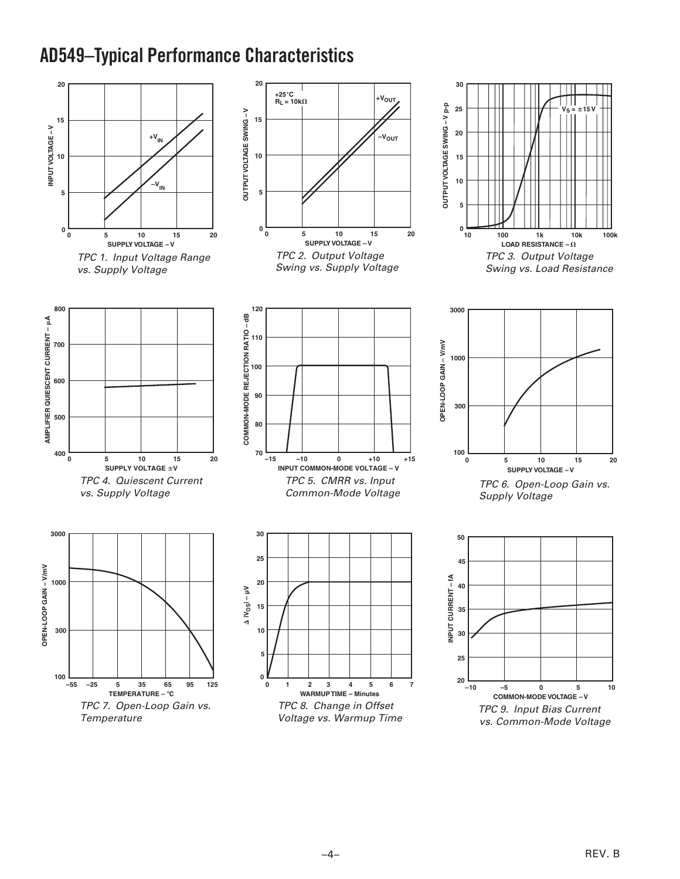# AD549–Typical Performance Characteristics

TPC 1. Input Voltage Range vs. Supply Voltage

TPC 2. Output Voltage Swing vs. Supply Voltage

TPC 3. Output Voltage Swing vs. Load Resistance

TPC 4. Quiescent Current vs. Supply Voltage

TPC 5. CMRR vs. Input Common-Mode Voltage

TPC 6. Open-Loop Gain vs. Supply Voltage

TPC 7. Open-Loop Gain vs. Temperature

TPC 8. Change in Offset Voltage vs. Warmup Time

TPC 9. Input Bias Current vs. Common-Mode Voltage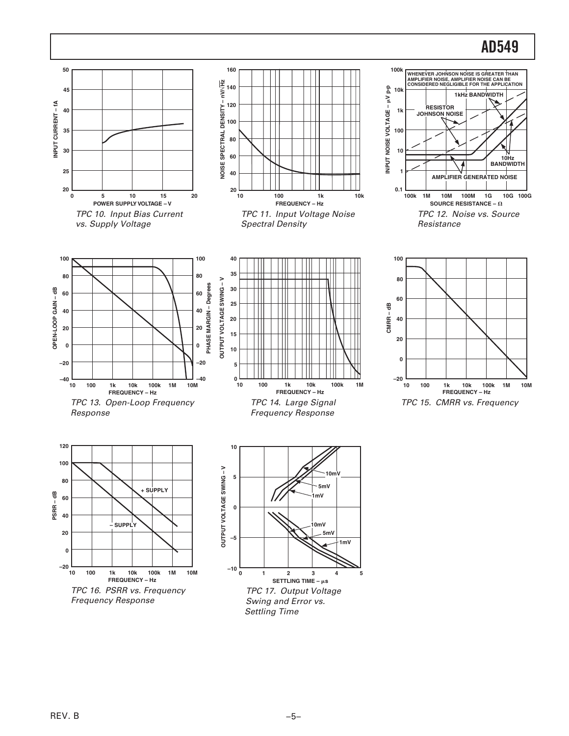TPC 10. Input Bias Current vs. Supply Voltage

TPC 11. Input Voltage Noise Spectral Density

TPC 12. Noise vs. Source Resistance

TPC 13. Open-Loop Frequency Response

TPC 14. Large Signal Frequency Response

TPC 15. CMRR vs. Frequency

TPC 16. PSRR vs. Frequency Frequency Response

TPC 17. Output Voltage Swing and Error vs. Settling Time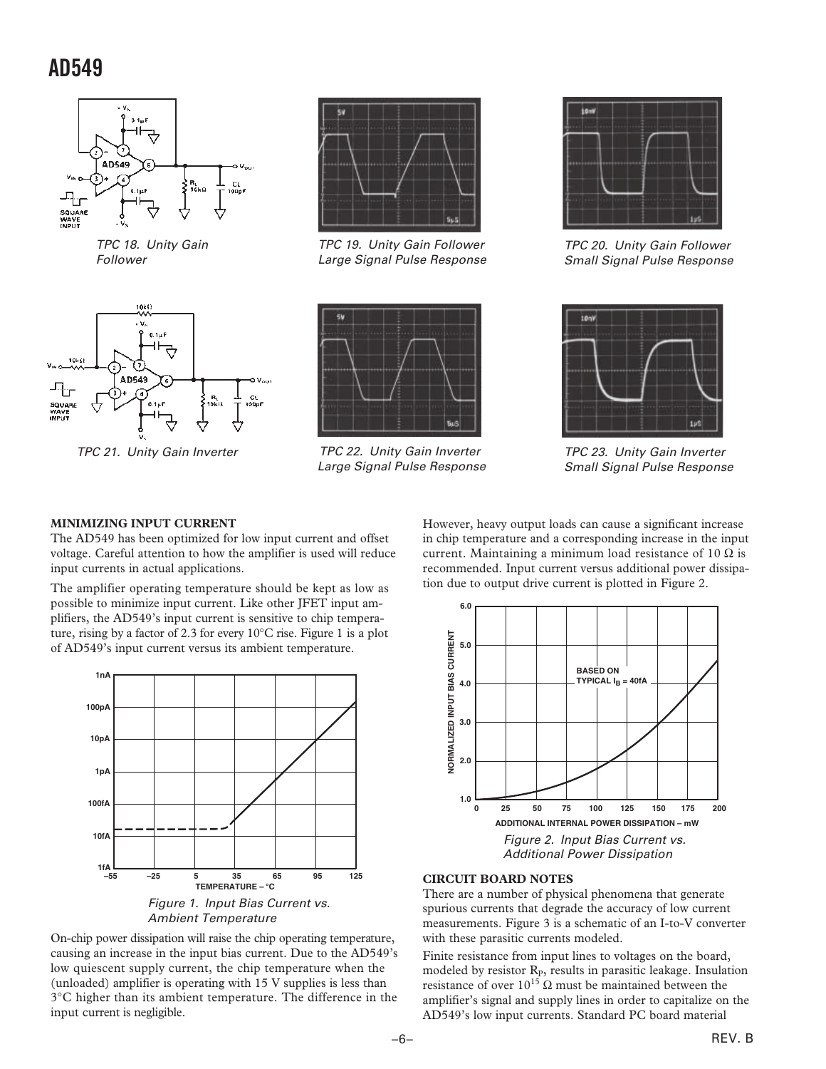TPC 18. Unity Gain Follower

TPC 19. Unity Gain Follower Large Signal Pulse Response

TPC 20. Unity Gain Follower Small Signal Pulse Response

TPC 21. Unity Gain Inverter

TPC 22. Unity Gain Inverter Large Signal Pulse Response

TPC 23. Unity Gain Inverter Small Signal Pulse Response

## MINIMIZING INPUT CURRENT

The AD549 has been optimized for low input current and offset voltage. Careful attention to how the amplifier is used will reduce input currents in actual applications.

The amplifier operating temperature should be kept as low as possible to minimize input current. Like other JFET input amplifiers, the AD549's input current is sensitive to chip temperature, rising by a factor of 2.3 for every 10°C rise. Figure 1 is a plot of AD549's input current versus its ambient temperature.

*Figure 1. Input Bias Current vs. Ambient Temperature*

On-chip power dissipation will raise the chip operating temperature, causing an increase in the input bias current. Due to the AD549's low quiescent supply current, the chip temperature when the (unloaded) amplifier is operating with 15 V supplies is less than 3°C higher than its ambient temperature. The difference in the input current is negligible.

However, heavy output loads can cause a significant increase in chip temperature and a corresponding increase in the input current. Maintaining a minimum load resistance of 10 Ω is recommended. Input current versus additional power dissipation due to output drive current is plotted in Figure 2.

*Figure 2. Input Bias Current vs. Additional Power Dissipation*

## CIRCUIT BOARD NOTES

There are a number of physical phenomena that generate spurious currents that degrade the accuracy of low current measurements. Figure 3 is a schematic of an I-to-V converter with these parasitic currents modeled.

Finite resistance from input lines to voltages on the board, modeled by resistor $R_P$, results in parasitic leakage. Insulation resistance of over $10^{15}$ Ω must be maintained between the amplifier's signal and supply lines in order to capitalize on the AD549's low input currents. Standard PC board material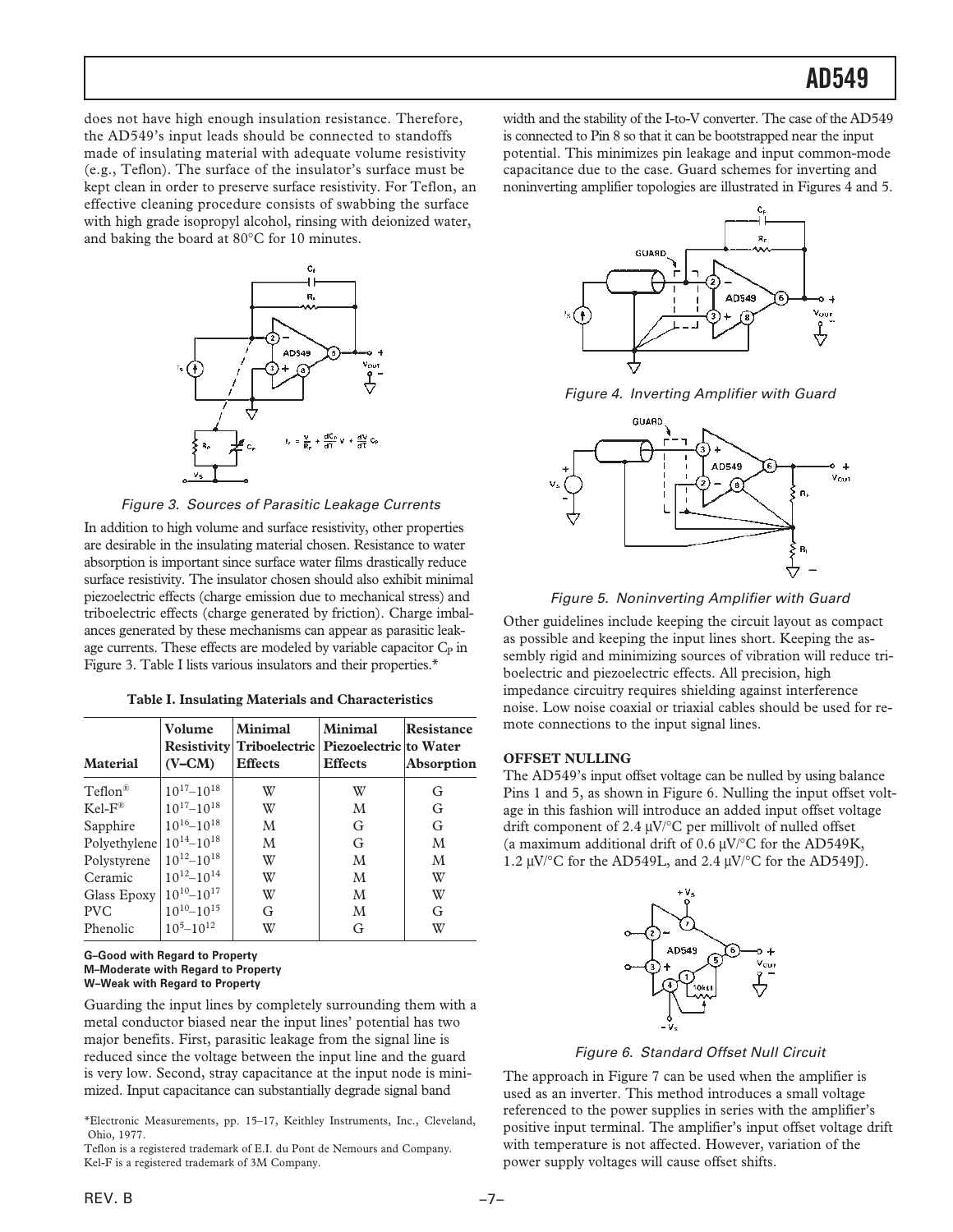does not have high enough insulation resistance. Therefore, the AD549's input leads should be connected to standoffs made of insulating material with adequate volume resistivity (e.g., Teflon). The surface of the insulator's surface must be kept clean in order to preserve surface resistivity. For Teflon, an effective cleaning procedure consists of swabbing the surface with high grade isopropyl alcohol, rinsing with deionized water, and baking the board at 80°C for 10 minutes.

$$I_P = \frac{V}{R_P} + \frac{dC_P}{dT}V + \frac{dV}{dT}C_P$$

*Figure 3. Sources of Parasitic Leakage Currents*

In addition to high volume and surface resistivity, other properties are desirable in the insulating material chosen. Resistance to water absorption is important since surface water films drastically reduce surface resistivity. The insulator chosen should also exhibit minimal piezoelectric effects (charge emission due to mechanical stress) and triboelectric effects (charge generated by friction). Charge imbalances generated by these mechanisms can appear as parasitic leakage currents. These effects are modeled by variable capacitor $C_P$ in Figure 3. Table I lists various insulators and their properties.*

**Table I. Insulating Materials and Characteristics**

| Material | Volume Resistivity (V–CM) | Minimal Triboelectric Effects | Minimal Piezoelectric Effects | Resistance to Water Absorption |
|---|---|---|---|---|
| Teflon® | $10^{17}$–$10^{18}$ | W | W | G |
| Kel-F® | $10^{17}$–$10^{18}$ | W | M | G |
| Sapphire | $10^{16}$–$10^{18}$ | M | G | G |
| Polyethylene | $10^{14}$–$10^{18}$ | M | G | M |
| Polystyrene | $10^{12}$–$10^{18}$ | W | M | M |
| Ceramic | $10^{12}$–$10^{14}$ | W | M | W |
| Glass Epoxy | $10^{10}$–$10^{17}$ | W | M | W |
| PVC | $10^{10}$–$10^{15}$ | G | M | G |
| Phenolic | $10^{5}$–$10^{12}$ | W | G | W |

**G–Good with Regard to Property**
**M–Moderate with Regard to Property**
**W–Weak with Regard to Property**

Guarding the input lines by completely surrounding them with a metal conductor biased near the input lines' potential has two major benefits. First, parasitic leakage from the signal line is reduced since the voltage between the input line and the guard is very low. Second, stray capacitance at the input node is minimized. Input capacitance can substantially degrade signal bandwidth and the stability of the I-to-V converter. The case of the AD549 is connected to Pin 8 so that it can be bootstrapped near the input potential. This minimizes pin leakage and input common-mode capacitance due to the case. Guard schemes for inverting and noninverting amplifier topologies are illustrated in Figures 4 and 5.

*Figure 4. Inverting Amplifier with Guard*

*Figure 5. Noninverting Amplifier with Guard*

Other guidelines include keeping the circuit layout as compact as possible and keeping the input lines short. Keeping the assembly rigid and minimizing sources of vibration will reduce triboelectric and piezoelectric effects. All precision, high impedance circuitry requires shielding against interference noise. Low noise coaxial or triaxial cables should be used for remote connections to the input signal lines.

### OFFSET NULLING

The AD549's input offset voltage can be nulled by using balance Pins 1 and 5, as shown in Figure 6. Nulling the input offset voltage in this fashion will introduce an added input offset voltage drift component of 2.4 µV/°C per millivolt of nulled offset (a maximum additional drift of 0.6 µV/°C for the AD549K, 1.2 µV/°C for the AD549L, and 2.4 µV/°C for the AD549J).

*Figure 6. Standard Offset Null Circuit*

The approach in Figure 7 can be used when the amplifier is used as an inverter. This method introduces a small voltage referenced to the power supplies in series with the amplifier's positive input terminal. The amplifier's input offset voltage drift with temperature is not affected. However, variation of the power supply voltages will cause offset shifts.

*Electronic Measurements, pp. 15–17, Keithley Instruments, Inc., Cleveland, Ohio, 1977.

Teflon is a registered trademark of E.I. du Pont de Nemours and Company.
Kel-F is a registered trademark of 3M Company.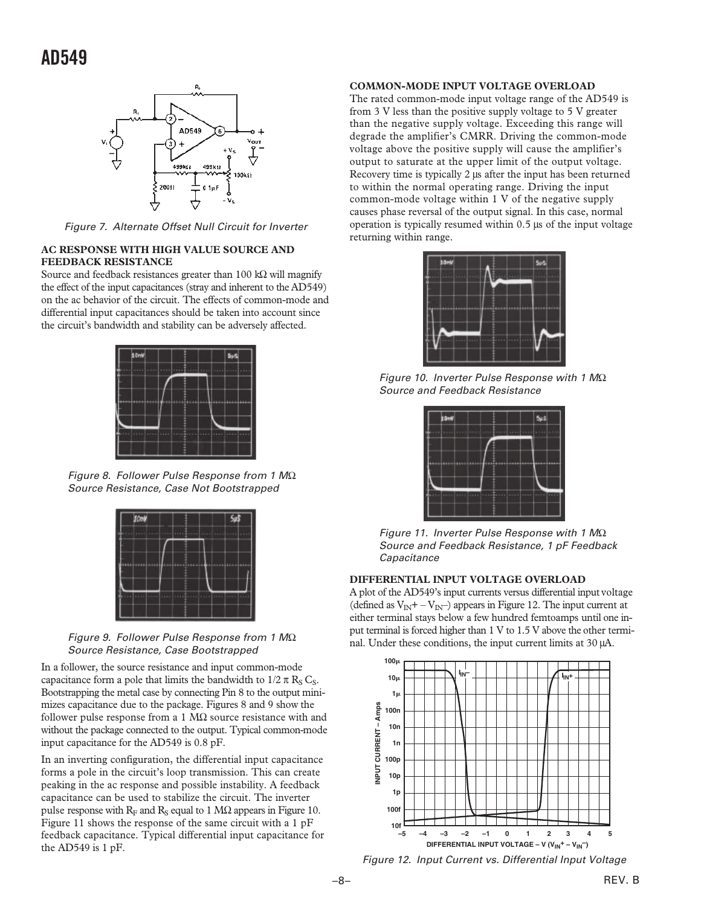Figure 7. Alternate Offset Null Circuit for Inverter

### AC RESPONSE WITH HIGH VALUE SOURCE AND FEEDBACK RESISTANCE

Source and feedback resistances greater than 100 kΩ will magnify the effect of the input capacitances (stray and inherent to the AD549) on the ac behavior of the circuit. The effects of common-mode and differential input capacitances should be taken into account since the circuit's bandwidth and stability can be adversely affected.

Figure 8. Follower Pulse Response from 1 MΩ Source Resistance, Case Not Bootstrapped

Figure 9. Follower Pulse Response from 1 MΩ Source Resistance, Case Bootstrapped

In a follower, the source resistance and input common-mode capacitance form a pole that limits the bandwidth to $1/2 \pi R_S C_S$. Bootstrapping the metal case by connecting Pin 8 to the output minimizes capacitance due to the package. Figures 8 and 9 show the follower pulse response from a 1 MΩ source resistance with and without the package connected to the output. Typical common-mode input capacitance for the AD549 is 0.8 pF.

In an inverting configuration, the differential input capacitance forms a pole in the circuit's loop transmission. This can create peaking in the ac response and possible instability. A feedback capacitance can be used to stabilize the circuit. The inverter pulse response with $R_F$ and $R_S$ equal to 1 MΩ appears in Figure 10. Figure 11 shows the response of the same circuit with a 1 pF feedback capacitance. Typical differential input capacitance for the AD549 is 1 pF.

### COMMON-MODE INPUT VOLTAGE OVERLOAD

The rated common-mode input voltage range of the AD549 is from 3 V less than the positive supply voltage to 5 V greater than the negative supply voltage. Exceeding this range will degrade the amplifier's CMRR. Driving the common-mode voltage above the positive supply will cause the amplifier's output to saturate at the upper limit of the output voltage. Recovery time is typically 2 µs after the input has been returned to within the normal operating range. Driving the input common-mode voltage within 1 V of the negative supply causes phase reversal of the output signal. In this case, normal operation is typically resumed within 0.5 µs of the input voltage returning within range.

Figure 10. Inverter Pulse Response with 1 MΩ Source and Feedback Resistance

Figure 11. Inverter Pulse Response with 1 MΩ Source and Feedback Resistance, 1 pF Feedback Capacitance

### DIFFERENTIAL INPUT VOLTAGE OVERLOAD

A plot of the AD549's input currents versus differential input voltage (defined as $V_{IN}+ - V_{IN}-$) appears in Figure 12. The input current at either terminal stays below a few hundred femtoamps until one input terminal is forced higher than 1 V to 1.5 V above the other terminal. Under these conditions, the input current limits at 30 µA.

Figure 12. Input Current vs. Differential Input Voltage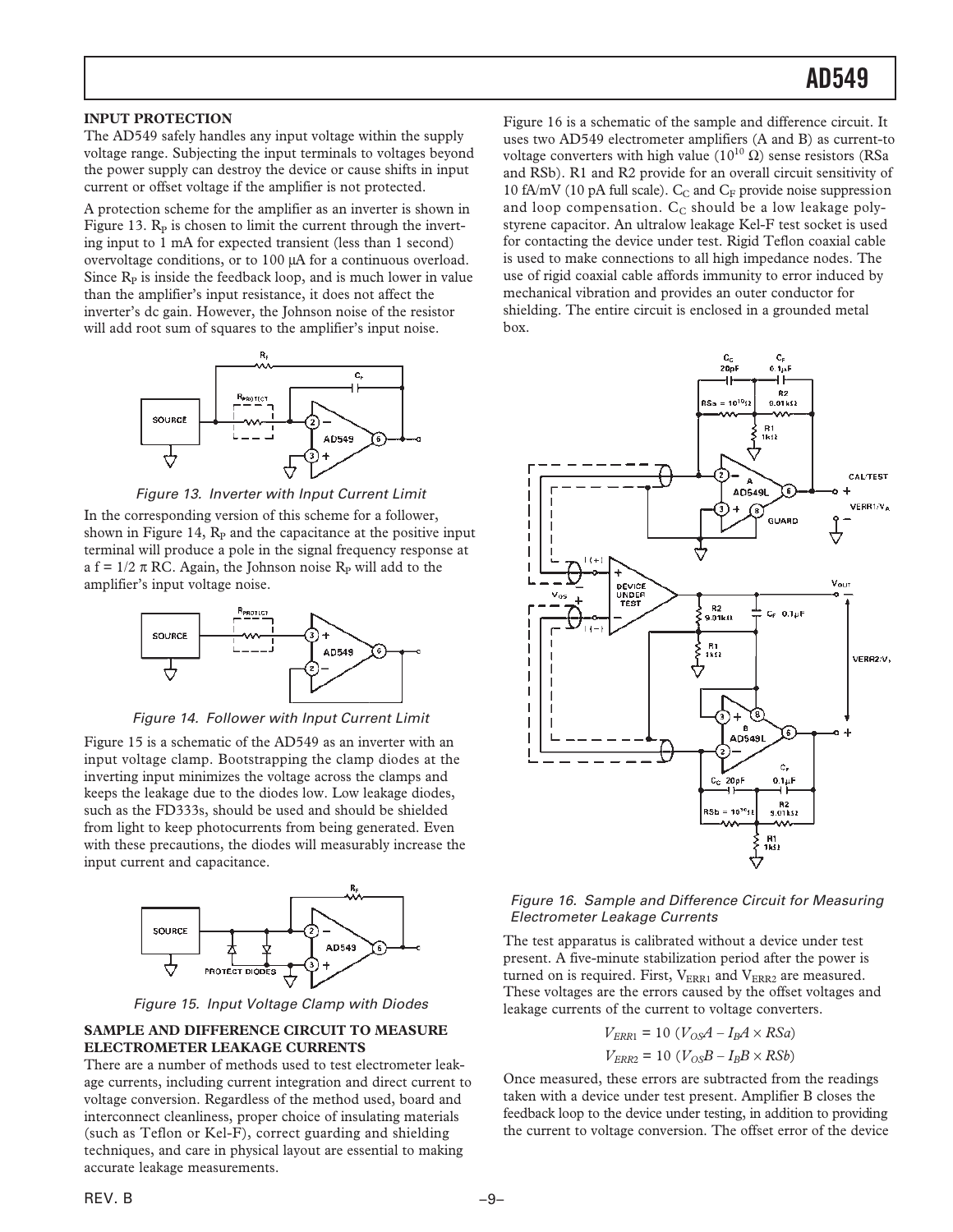### INPUT PROTECTION

The AD549 safely handles any input voltage within the supply voltage range. Subjecting the input terminals to voltages beyond the power supply can destroy the device or cause shifts in input current or offset voltage if the amplifier is not protected.

A protection scheme for the amplifier as an inverter is shown in Figure 13. $R_P$ is chosen to limit the current through the inverting input to 1 mA for expected transient (less than 1 second) overvoltage conditions, or to 100 μA for a continuous overload. Since $R_P$ is inside the feedback loop, and is much lower in value than the amplifier's input resistance, it does not affect the inverter's dc gain. However, the Johnson noise of the resistor will add root sum of squares to the amplifier's input noise.

*Figure 13. Inverter with Input Current Limit*

In the corresponding version of this scheme for a follower, shown in Figure 14, $R_P$ and the capacitance at the positive input terminal will produce a pole in the signal frequency response at a $f = 1/2\,\pi\,RC$. Again, the Johnson noise $R_P$ will add to the amplifier's input voltage noise.

*Figure 14. Follower with Input Current Limit*

Figure 15 is a schematic of the AD549 as an inverter with an input voltage clamp. Bootstrapping the clamp diodes at the inverting input minimizes the voltage across the clamps and keeps the leakage due to the diodes low. Low leakage diodes, such as the FD333s, should be used and should be shielded from light to keep photocurrents from being generated. Even with these precautions, the diodes will measurably increase the input current and capacitance.

*Figure 15. Input Voltage Clamp with Diodes*

### SAMPLE AND DIFFERENCE CIRCUIT TO MEASURE ELECTROMETER LEAKAGE CURRENTS

There are a number of methods used to test electrometer leakage currents, including current integration and direct current to voltage conversion. Regardless of the method used, board and interconnect cleanliness, proper choice of insulating materials (such as Teflon or Kel-F), correct guarding and shielding techniques, and care in physical layout are essential to making accurate leakage measurements.

Figure 16 is a schematic of the sample and difference circuit. It uses two AD549 electrometer amplifiers (A and B) as current-to voltage converters with high value ($10^{10}$ Ω) sense resistors (RSa and RSb). R1 and R2 provide for an overall circuit sensitivity of 10 fA/mV (10 pA full scale). $C_C$ and $C_F$ provide noise suppression and loop compensation. $C_C$ should be a low leakage polystyrene capacitor. An ultralow leakage Kel-F test socket is used for contacting the device under test. Rigid Teflon coaxial cable is used to make connections to all high impedance nodes. The use of rigid coaxial cable affords immunity to error induced by mechanical vibration and provides an outer conductor for shielding. The entire circuit is enclosed in a grounded metal box.

*Figure 16. Sample and Difference Circuit for Measuring Electrometer Leakage Currents*

The test apparatus is calibrated without a device under test present. A five-minute stabilization period after the power is turned on is required. First, $V_{ERR1}$ and $V_{ERR2}$ are measured. These voltages are the errors caused by the offset voltages and leakage currents of the current to voltage converters.

$$V_{ERR1} = 10\ (V_{OS}A - I_BA \times RSa)$$

$$V_{ERR2} = 10\ (V_{OS}B - I_BB \times RSb)$$

Once measured, these errors are subtracted from the readings taken with a device under test present. Amplifier B closes the feedback loop to the device under testing, in addition to providing the current to voltage conversion. The offset error of the device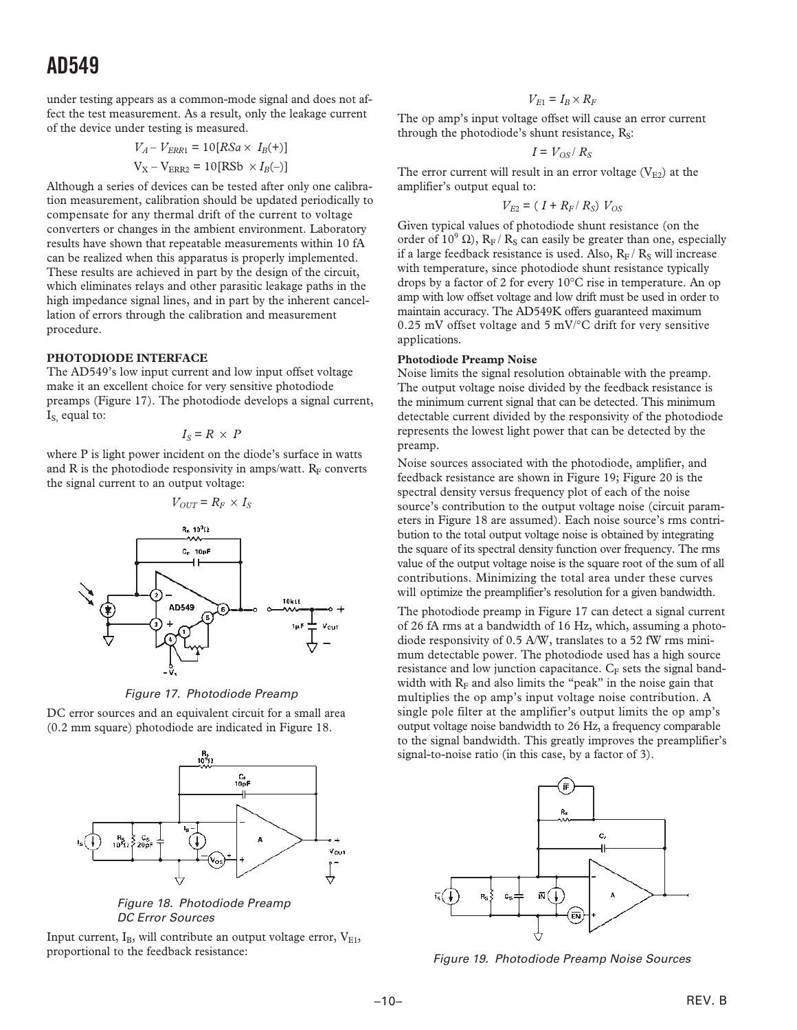under testing appears as a common-mode signal and does not affect the test measurement. As a result, only the leakage current of the device under testing is measured.

$$V_A - V_{ERR1} = 10[RSa \times I_B(+)]$$

$$V_X - V_{ERR2} = 10[RSb \times I_B(-)]$$

Although a series of devices can be tested after only one calibration measurement, calibration should be updated periodically to compensate for any thermal drift of the current to voltage converters or changes in the ambient environment. Laboratory results have shown that repeatable measurements within 10 fA can be realized when this apparatus is properly implemented. These results are achieved in part by the design of the circuit, which eliminates relays and other parasitic leakage paths in the high impedance signal lines, and in part by the inherent cancellation of errors through the calibration and measurement procedure.

## PHOTODIODE INTERFACE

The AD549's low input current and low input offset voltage make it an excellent choice for very sensitive photodiode preamps (Figure 17). The photodiode develops a signal current, $I_S$, equal to:

$$I_S = R \times P$$

where P is light power incident on the diode's surface in watts and R is the photodiode responsivity in amps/watt. $R_F$ converts the signal current to an output voltage:

$$V_{OUT} = R_F \times I_S$$

Figure 17. Photodiode Preamp

DC error sources and an equivalent circuit for a small area (0.2 mm square) photodiode are indicated in Figure 18.

Figure 18. Photodiode Preamp DC Error Sources

Input current, $I_B$, will contribute an output voltage error, $V_{E1}$, proportional to the feedback resistance:

$$V_{E1} = I_B \times R_F$$

The op amp's input voltage offset will cause an error current through the photodiode's shunt resistance, $R_S$:

$$I = V_{OS} / R_S$$

The error current will result in an error voltage ($V_{E2}$) at the amplifier's output equal to:

$$V_{E2} = (\ I + R_F / R_S)\ V_{OS}$$

Given typical values of photodiode shunt resistance (on the order of $10^9\ \Omega$), $R_F / R_S$ can easily be greater than one, especially if a large feedback resistance is used. Also, $R_F / R_S$ will increase with temperature, since photodiode shunt resistance typically drops by a factor of 2 for every 10°C rise in temperature. An op amp with low offset voltage and low drift must be used in order to maintain accuracy. The AD549K offers guaranteed maximum 0.25 mV offset voltage and 5 mV/°C drift for very sensitive applications.

### Photodiode Preamp Noise

Noise limits the signal resolution obtainable with the preamp. The output voltage noise divided by the feedback resistance is the minimum current signal that can be detected. This minimum detectable current divided by the responsivity of the photodiode represents the lowest light power that can be detected by the preamp.

Noise sources associated with the photodiode, amplifier, and feedback resistance are shown in Figure 19; Figure 20 is the spectral density versus frequency plot of each of the noise source's contribution to the output voltage noise (circuit parameters in Figure 18 are assumed). Each noise source's rms contribution to the total output voltage noise is obtained by integrating the square of its spectral density function over frequency. The rms value of the output voltage noise is the square root of the sum of all contributions. Minimizing the total area under these curves will optimize the preamplifier's resolution for a given bandwidth.

The photodiode preamp in Figure 17 can detect a signal current of 26 fA rms at a bandwidth of 16 Hz, which, assuming a photodiode responsivity of 0.5 A/W, translates to a 52 fW rms minimum detectable power. The photodiode used has a high source resistance and low junction capacitance. $C_F$ sets the signal bandwidth with $R_F$ and also limits the "peak" in the noise gain that multiplies the op amp's input voltage noise contribution. A single pole filter at the amplifier's output limits the op amp's output voltage noise bandwidth to 26 Hz, a frequency comparable to the signal bandwidth. This greatly improves the preamplifier's signal-to-noise ratio (in this case, by a factor of 3).

Figure 19. Photodiode Preamp Noise Sources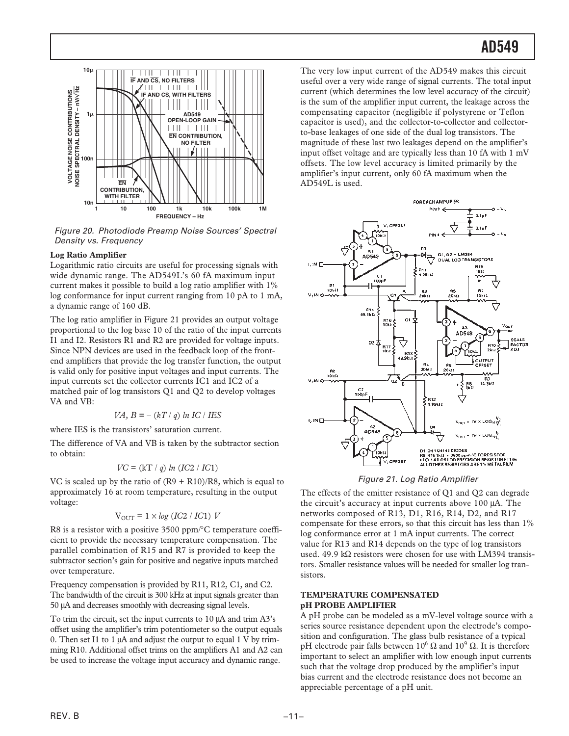Figure 20. Photodiode Preamp Noise Sources' Spectral Density vs. Frequency

**Log Ratio Amplifier**

Logarithmic ratio circuits are useful for processing signals with wide dynamic range. The AD549L's 60 fA maximum input current makes it possible to build a log ratio amplifier with 1% log conformance for input current ranging from 10 pA to 1 mA, a dynamic range of 160 dB.

The log ratio amplifier in Figure 21 provides an output voltage proportional to the log base 10 of the ratio of the input currents I1 and I2. Resistors R1 and R2 are provided for voltage inputs. Since NPN devices are used in the feedback loop of the front-end amplifiers that provide the log transfer function, the output is valid only for positive input voltages and input currents. The input currents set the collector currents IC1 and IC2 of a matched pair of log transistors Q1 and Q2 to develop voltages VA and VB:

$$VA, B = -(kT/q) \ln IC / IES$$

where IES is the transistors' saturation current.

The difference of VA and VB is taken by the subtractor section to obtain:

$$VC = (kT/q) \ln (IC2 / IC1)$$

VC is scaled up by the ratio of (R9 + R10)/R8, which is equal to approximately 16 at room temperature, resulting in the output voltage:

$$V_{OUT} = 1 \times \log (IC2 / IC1)\ V$$

R8 is a resistor with a positive 3500 ppm/°C temperature coefficient to provide the necessary temperature compensation. The parallel combination of R15 and R7 is provided to keep the subtractor section's gain for positive and negative inputs matched over temperature.

Frequency compensation is provided by R11, R12, C1, and C2. The bandwidth of the circuit is 300 kHz at input signals greater than 50 µA and decreases smoothly with decreasing signal levels.

To trim the circuit, set the input currents to 10 µA and trim A3's offset using the amplifier's trim potentiometer so the output equals 0. Then set I1 to 1 µA and adjust the output to equal 1 V by trimming R10. Additional offset trims on the amplifiers A1 and A2 can be used to increase the voltage input accuracy and dynamic range.

The very low input current of the AD549 makes this circuit useful over a very wide range of signal currents. The total input current (which determines the low level accuracy of the circuit) is the sum of the amplifier input current, the leakage across the compensating capacitor (negligible if polystyrene or Teflon capacitor is used), and the collector-to-collector and collector-to-base leakages of one side of the dual log transistors. The magnitude of these last two leakages depend on the amplifier's input offset voltage and are typically less than 10 fA with 1 mV offsets. The low level accuracy is limited primarily by the amplifier's input current, only 60 fA maximum when the AD549L is used.

Figure 21. Log Ratio Amplifier

The effects of the emitter resistance of Q1 and Q2 can degrade the circuit's accuracy at input currents above 100 µA. The networks composed of R13, D1, R16, R14, D2, and R17 compensate for these errors, so that this circuit has less than 1% log conformance error at 1 mA input currents. The correct value for R13 and R14 depends on the type of log transistors used. 49.9 kΩ resistors were chosen for use with LM394 transistors. Smaller resistance values will be needed for smaller log transistors.

### TEMPERATURE COMPENSATED pH PROBE AMPLIFIER

A pH probe can be modeled as a mV-level voltage source with a series source resistance dependent upon the electrode's composition and configuration. The glass bulb resistance of a typical pH electrode pair falls between $10^6$ Ω and $10^9$ Ω. It is therefore important to select an amplifier with low enough input currents such that the voltage drop produced by the amplifier's input bias current and the electrode resistance does not become an appreciable percentage of a pH unit.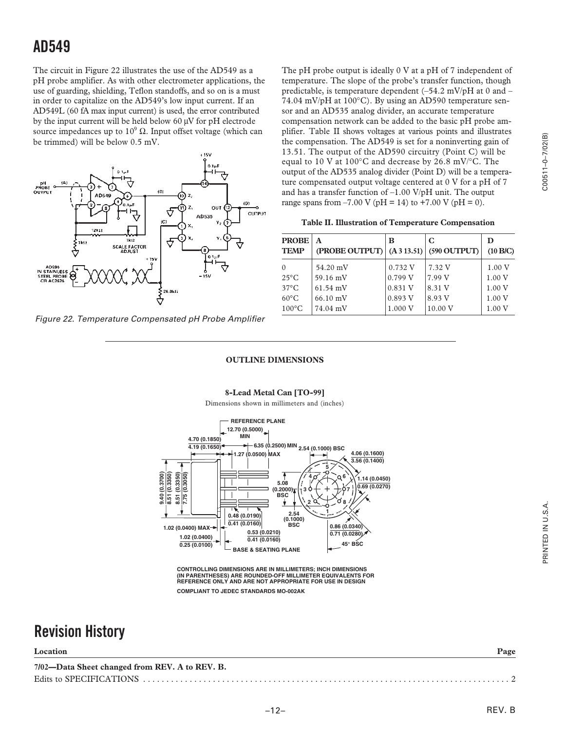The circuit in Figure 22 illustrates the use of the AD549 as a pH probe amplifier. As with other electrometer applications, the use of guarding, shielding, Teflon standoffs, and so on is a must in order to capitalize on the AD549's low input current. If an AD549L (60 fA max input current) is used, the error contributed by the input current will be held below 60 µV for pH electrode source impedances up to $10^9$ Ω. Input offset voltage (which can be trimmed) will be below 0.5 mV.

pH PROBE OUTPUT
(A)
AD549
0.1µF
(B)
+15V
0.1µF
Z₂
Z₁
OUT
(D)
OUTPUT
AD535
Y₂
Y₁
X₁
X₂
(C)
12kΩ
1kΩ
1kΩ
SCALE FACTOR ADJUST
+15V
0.1µF
–15V
AD590 IN STAINLESS STEEL PROBE OR AC2626
26.0kΩ

*Figure 22. Temperature Compensated pH Probe Amplifier*

The pH probe output is ideally 0 V at a pH of 7 independent of temperature. The slope of the probe's transfer function, though predictable, is temperature dependent (–54.2 mV/pH at 0 and –74.04 mV/pH at 100°C). By using an AD590 temperature sensor and an AD535 analog divider, an accurate temperature compensation network can be added to the basic pH probe amplifier. Table II shows voltages at various points and illustrates the compensation. The AD549 is set for a noninverting gain of 13.51. The output of the AD590 circuitry (Point C) will be equal to 10 V at 100°C and decrease by 26.8 mV/°C. The output of the AD535 analog divider (Point D) will be a temperature compensated output voltage centered at 0 V for a pH of 7 and has a transfer function of –1.00 V/pH unit. The output range spans from –7.00 V (pH = 14) to +7.00 V (pH = 0).

**Table II. Illustration of Temperature Compensation**

| PROBE TEMP | A (PROBE OUTPUT) | B (A 3 13.51) | C (590 OUTPUT) | D (10 B/C) |
|---|---|---|---|---|
| 0 | 54.20 mV | 0.732 V | 7.32 V | 1.00 V |
| 25°C | 59.16 mV | 0.799 V | 7.99 V | 1.00 V |
| 37°C | 61.54 mV | 0.831 V | 8.31 V | 1.00 V |
| 60°C | 66.10 mV | 0.893 V | 8.93 V | 1.00 V |
| 100°C | 74.04 mV | 1.000 V | 10.00 V | 1.00 V |

## OUTLINE DIMENSIONS

**8-Lead Metal Can [TO-99]**

Dimensions shown in millimeters and (inches)

REFERENCE PLANE
12.70 (0.5000) MIN
4.70 (0.1850)
4.19 (0.1650)
6.35 (0.2500) MIN
1.27 (0.0500) MAX
2.54 (0.1000) BSC
4.06 (0.1600)
3.56 (0.1400)
9.40 (0.3700)
8.51 (0.3350)
8.51 (0.3350)
7.75 (0.3050)
5.08 (0.2000) BSC
1.14 (0.0450)
0.69 (0.0270)
0.48 (0.0190)
0.41 (0.0160)
2.54 (0.1000) BSC
1.02 (0.0400) MAX
1.02 (0.0400)
0.25 (0.0100)
0.53 (0.0210)
0.41 (0.0160)
0.86 (0.0340)
0.71 (0.0280)
45° BSC
BASE & SEATING PLANE

CONTROLLING DIMENSIONS ARE IN MILLIMETERS; INCH DIMENSIONS (IN PARENTHESES) ARE ROUNDED-OFF MILLIMETER EQUIVALENTS FOR REFERENCE ONLY AND ARE NOT APPROPRIATE FOR USE IN DESIGN

COMPLIANT TO JEDEC STANDARDS MO-002AK

# Revision History

| Location | Page |
|---|---|
| **7/02—Data Sheet changed from REV. A to REV. B.** | |
| Edits to SPECIFICATIONS | 2 |